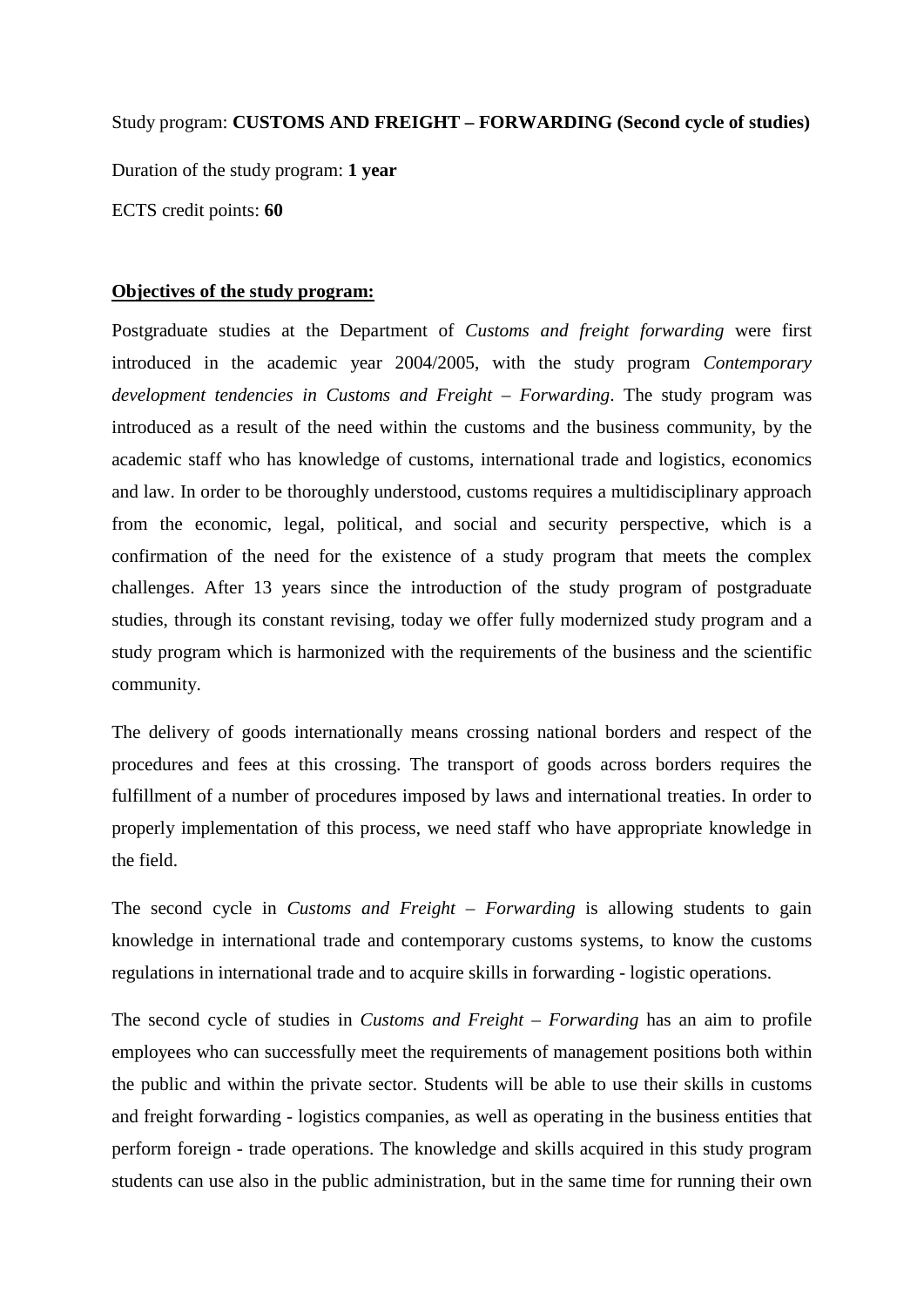Study program: **CUSTOMS AND FREIGHT – FORWARDING (Second cycle of studies)**

Duration of the study program: **1 year**

ECTS credit points: **60**

**Objectives of the study program:**

Postgraduate studies at the Department of *Customs and freight forwarding* were first introduced in the academic year 2004/2005, with the study program *Contemporary development tendencies in Customs and Freight – Forwarding*. The study program was introduced as a result of the need within the customs and the business community, by the academic staff who has knowledge of customs, international trade and logistics, economics and law. In order to be thoroughly understood, customs requires a multidisciplinary approach from the economic, legal, political, and social and security perspective, which is a confirmation of the need for the existence of a study program that meets the complex challenges. After 13 years since the introduction of the study program of postgraduate studies, through its constant revising, today we offer fully modernized study program and a study program which is harmonized with the requirements of the business and the scientific community.

The delivery of goods internationally means crossing national borders and respect of the procedures and fees at this crossing. The transport of goods across borders requires the fulfillment of a number of procedures imposed by laws and international treaties. In order to properly implementation of this process, we need staff who have appropriate knowledge in the field.

The second cycle in *Customs and Freight – Forwarding* is allowing students to gain knowledge in international trade and contemporary customs systems, to know the customs regulations in international trade and to acquire skills in forwarding - logistic operations.

The second cycle of studies in *Customs and Freight – Forwarding* has an aim to profile employees who can successfully meet the requirements of management positions both within the public and within the private sector. Students will be able to use their skills in customs and freight forwarding - logistics companies, as well as operating in the business entities that perform foreign - trade operations. The knowledge and skills acquired in this study program students can use also in the public administration, but in the same time for running their own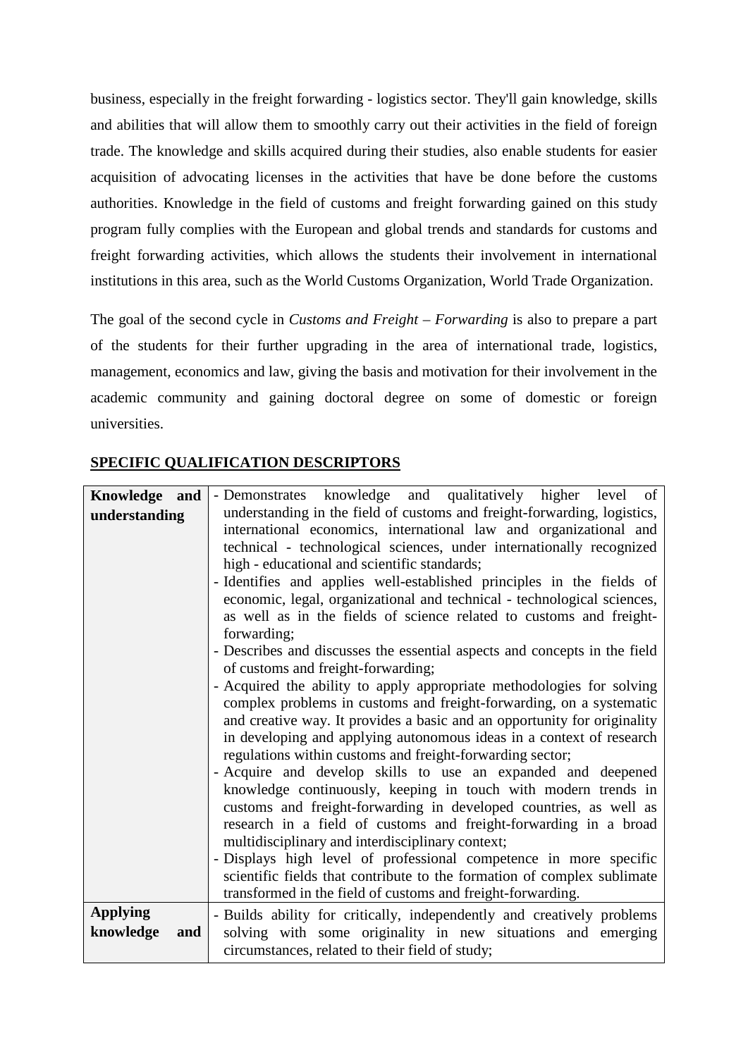business, especially in the freight forwarding - logistics sector. They'll gain knowledge, skills and abilities that will allow them to smoothly carry out their activities in the field of foreign trade. The knowledge and skills acquired during their studies, also enable students for easier acquisition of advocating licenses in the activities that have be done before the customs authorities. Knowledge in the field of customs and freight forwarding gained on this study program fully complies with the European and global trends and standards for customs and freight forwarding activities, which allows the students their involvement in international institutions in this area, such as the World Customs Organization, World Trade Organization.

The goal of the second cycle in *Customs and Freight – Forwarding* is also to prepare a part of the students for their further upgrading in the area of international trade, logistics, management, economics and law, giving the basis and motivation for their involvement in the academic community and gaining doctoral degree on some of domestic or foreign universities.

## SPECIFIC QUALIFICATION DESCRIPTORS

| | |
|---|---|
| **Knowledge and understanding** | - Demonstrates knowledge and qualitatively higher level of understanding in the field of customs and freight-forwarding, logistics, international economics, international law and organizational and technical - technological sciences, under internationally recognized high - educational and scientific standards;<br>- Identifies and applies well-established principles in the fields of economic, legal, organizational and technical - technological sciences, as well as in the fields of science related to customs and freight-forwarding;<br>- Describes and discusses the essential aspects and concepts in the field of customs and freight-forwarding;<br>- Acquired the ability to apply appropriate methodologies for solving complex problems in customs and freight-forwarding, on a systematic and creative way. It provides a basic and an opportunity for originality in developing and applying autonomous ideas in a context of research regulations within customs and freight-forwarding sector;<br>- Acquire and develop skills to use an expanded and deepened knowledge continuously, keeping in touch with modern trends in customs and freight-forwarding in developed countries, as well as research in a field of customs and freight-forwarding in a broad multidisciplinary and interdisciplinary context;<br>- Displays high level of professional competence in more specific scientific fields that contribute to the formation of complex sublimate transformed in the field of customs and freight-forwarding. |
| **Applying knowledge and** | - Builds ability for critically, independently and creatively problems solving with some originality in new situations and emerging circumstances, related to their field of study; |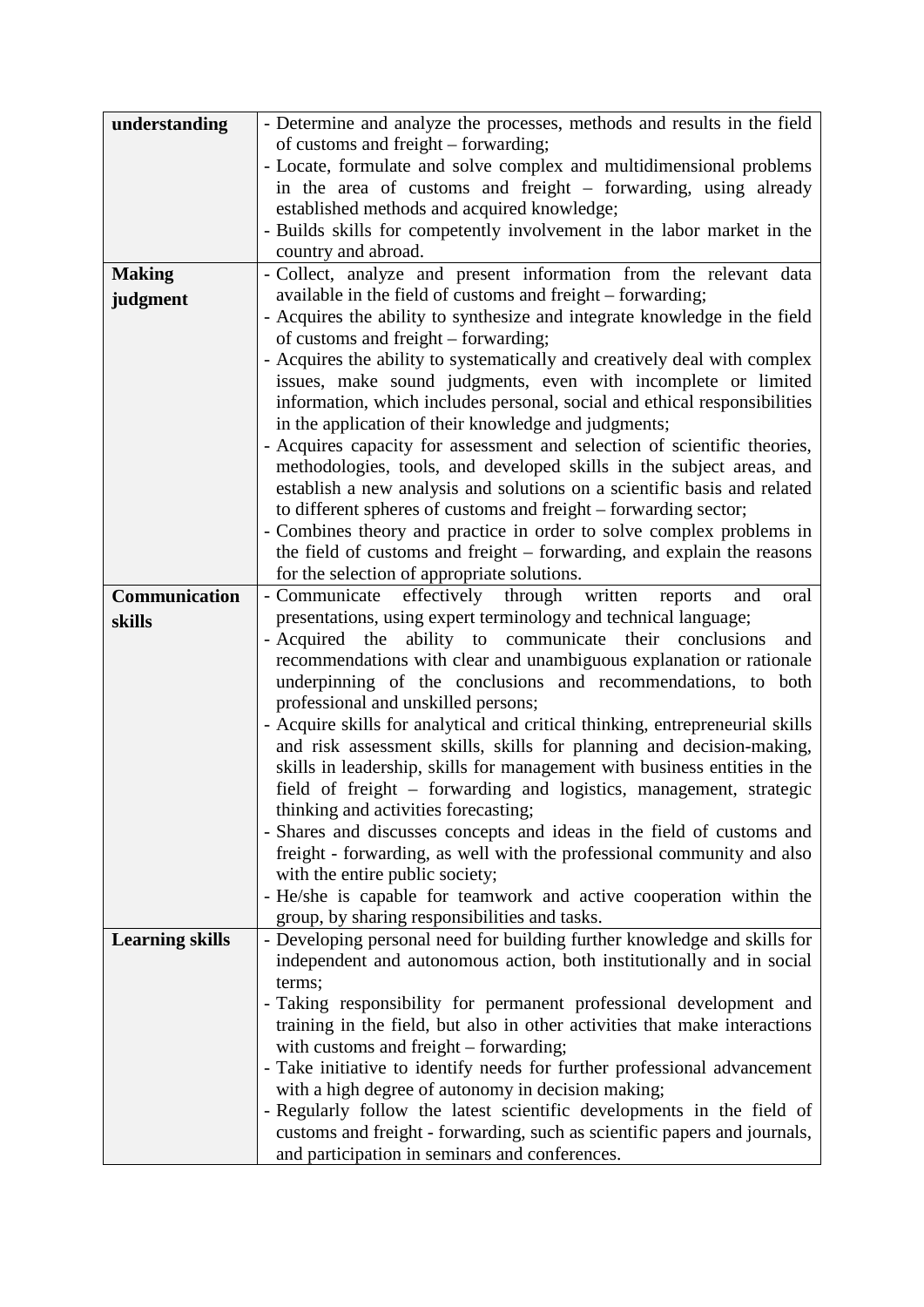| understanding | - Determine and analyze the processes, methods and results in the field of customs and freight – forwarding;<br>- Locate, formulate and solve complex and multidimensional problems in the area of customs and freight – forwarding, using already established methods and acquired knowledge;<br>- Builds skills for competently involvement in the labor market in the country and abroad. |
|---|---|
| **Making judgment** | - Collect, analyze and present information from the relevant data available in the field of customs and freight – forwarding;<br>- Acquires the ability to synthesize and integrate knowledge in the field of customs and freight – forwarding;<br>- Acquires the ability to systematically and creatively deal with complex issues, make sound judgments, even with incomplete or limited information, which includes personal, social and ethical responsibilities in the application of their knowledge and judgments;<br>- Acquires capacity for assessment and selection of scientific theories, methodologies, tools, and developed skills in the subject areas, and establish a new analysis and solutions on a scientific basis and related to different spheres of customs and freight – forwarding sector;<br>- Combines theory and practice in order to solve complex problems in the field of customs and freight – forwarding, and explain the reasons for the selection of appropriate solutions. |
| **Communication skills** | - Communicate effectively through written reports and oral presentations, using expert terminology and technical language;<br>- Acquired the ability to communicate their conclusions and recommendations with clear and unambiguous explanation or rationale underpinning of the conclusions and recommendations, to both professional and unskilled persons;<br>- Acquire skills for analytical and critical thinking, entrepreneurial skills and risk assessment skills, skills for planning and decision-making, skills in leadership, skills for management with business entities in the field of freight – forwarding and logistics, management, strategic thinking and activities forecasting;<br>- Shares and discusses concepts and ideas in the field of customs and freight - forwarding, as well with the professional community and also with the entire public society;<br>- He/she is capable for teamwork and active cooperation within the group, by sharing responsibilities and tasks. |
| **Learning skills** | - Developing personal need for building further knowledge and skills for independent and autonomous action, both institutionally and in social terms;<br>- Taking responsibility for permanent professional development and training in the field, but also in other activities that make interactions with customs and freight – forwarding;<br>- Take initiative to identify needs for further professional advancement with a high degree of autonomy in decision making;<br>- Regularly follow the latest scientific developments in the field of customs and freight - forwarding, such as scientific papers and journals, and participation in seminars and conferences. |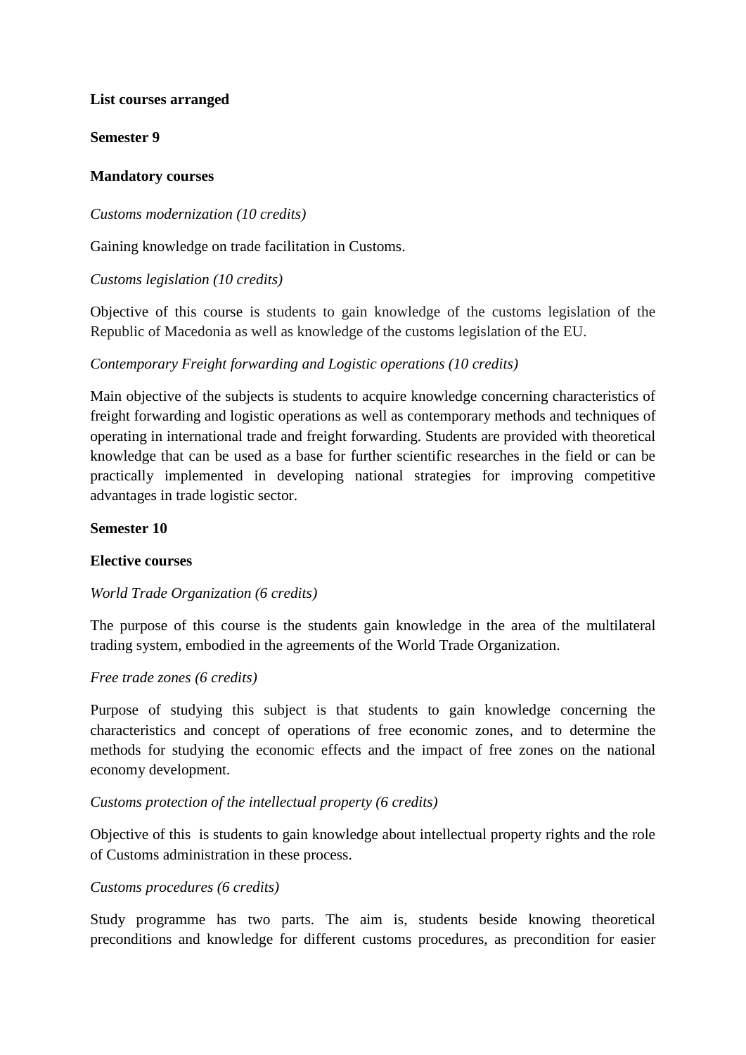**List courses arranged**

**Semester 9**

**Mandatory courses**

*Customs modernization (10 credits)*

Gaining knowledge on trade facilitation in Customs.

*Customs legislation (10 credits)*

Objective of this course is students to gain knowledge of the customs legislation of the Republic of Macedonia as well as knowledge of the customs legislation of the EU.

*Contemporary Freight forwarding and Logistic operations (10 credits)*

Main objective of the subjects is students to acquire knowledge concerning characteristics of freight forwarding and logistic operations as well as contemporary methods and techniques of operating in international trade and freight forwarding. Students are provided with theoretical knowledge that can be used as a base for further scientific researches in the field or can be practically implemented in developing national strategies for improving competitive advantages in trade logistic sector.

**Semester 10**

**Elective courses**

*World Trade Organization (6 credits)*

The purpose of this course is the students gain knowledge in the area of the multilateral trading system, embodied in the agreements of the World Trade Organization.

*Free trade zones (6 credits)*

Purpose of studying this subject is that students to gain knowledge concerning the characteristics and concept of operations of free economic zones, and to determine the methods for studying the economic effects and the impact of free zones on the national economy development.

*Customs protection of the intellectual property (6 credits)*

Objective of this is students to gain knowledge about intellectual property rights and the role of Customs administration in these process.

*Customs procedures (6 credits)*

Study programme has two parts. The aim is, students beside knowing theoretical preconditions and knowledge for different customs procedures, as precondition for easier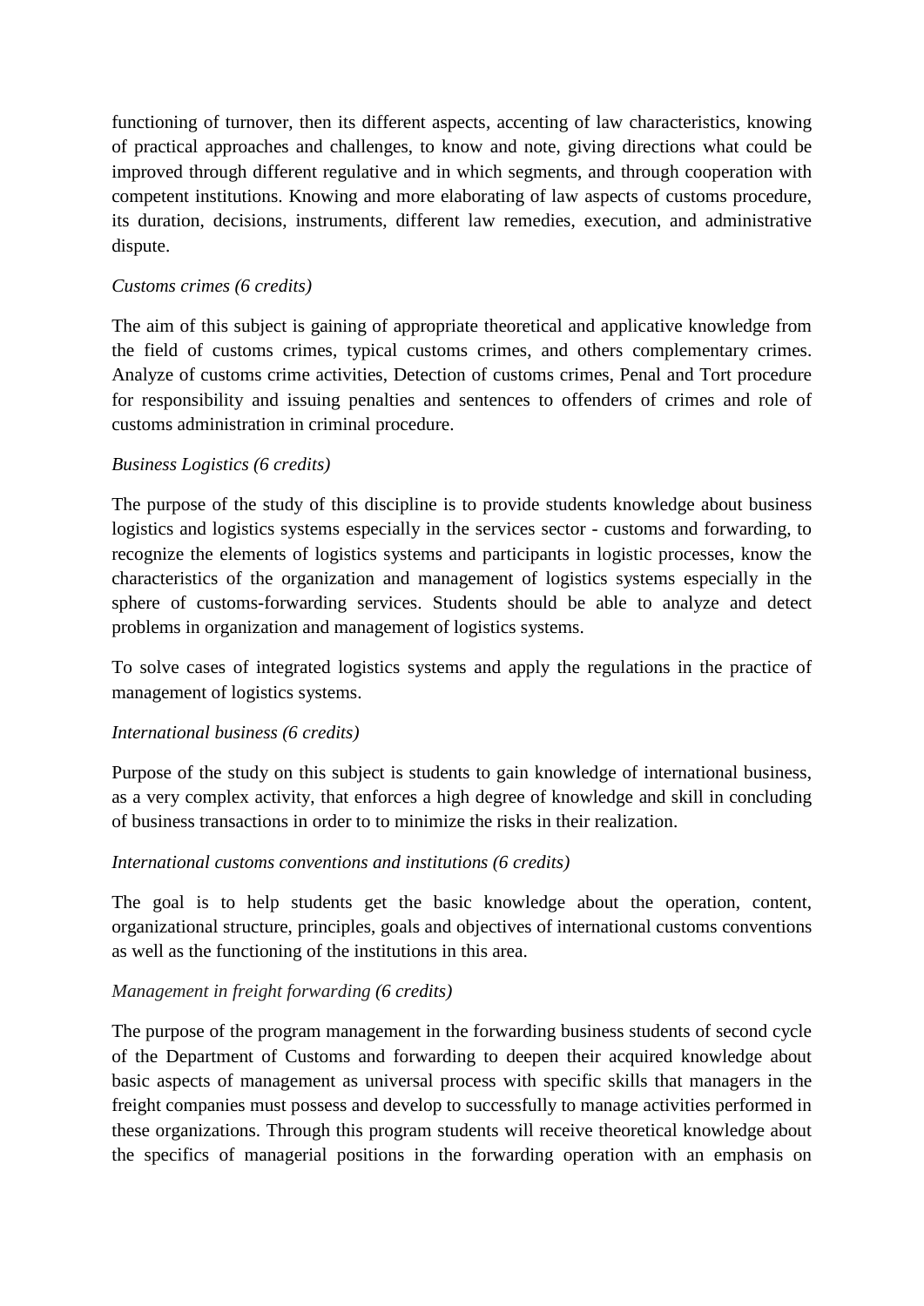functioning of turnover, then its different aspects, accenting of law characteristics, knowing of practical approaches and challenges, to know and note, giving directions what could be improved through different regulative and in which segments, and through cooperation with competent institutions. Knowing and more elaborating of law aspects of customs procedure, its duration, decisions, instruments, different law remedies, execution, and administrative dispute.

*Customs crimes (6 credits)*

The aim of this subject is gaining of appropriate theoretical and applicative knowledge from the field of customs crimes, typical customs crimes, and others complementary crimes. Analyze of customs crime activities, Detection of customs crimes, Penal and Tort procedure for responsibility and issuing penalties and sentences to offenders of crimes and role of customs administration in criminal procedure.

*Business Logistics (6 credits)*

The purpose of the study of this discipline is to provide students knowledge about business logistics and logistics systems especially in the services sector - customs and forwarding, to recognize the elements of logistics systems and participants in logistic processes, know the characteristics of the organization and management of logistics systems especially in the sphere of customs-forwarding services. Students should be able to analyze and detect problems in organization and management of logistics systems.

To solve cases of integrated logistics systems and apply the regulations in the practice of management of logistics systems.

*International business (6 credits)*

Purpose of the study on this subject is students to gain knowledge of international business, as a very complex activity, that enforces a high degree of knowledge and skill in concluding of business transactions in order to to minimize the risks in their realization.

*International customs conventions and institutions (6 credits)*

The goal is to help students get the basic knowledge about the operation, content, organizational structure, principles, goals and objectives of international customs conventions as well as the functioning of the institutions in this area.

*Management in freight forwarding (6 credits)*

The purpose of the program management in the forwarding business students of second cycle of the Department of Customs and forwarding to deepen their acquired knowledge about basic aspects of management as universal process with specific skills that managers in the freight companies must possess and develop to successfully to manage activities performed in these organizations. Through this program students will receive theoretical knowledge about the specifics of managerial positions in the forwarding operation with an emphasis on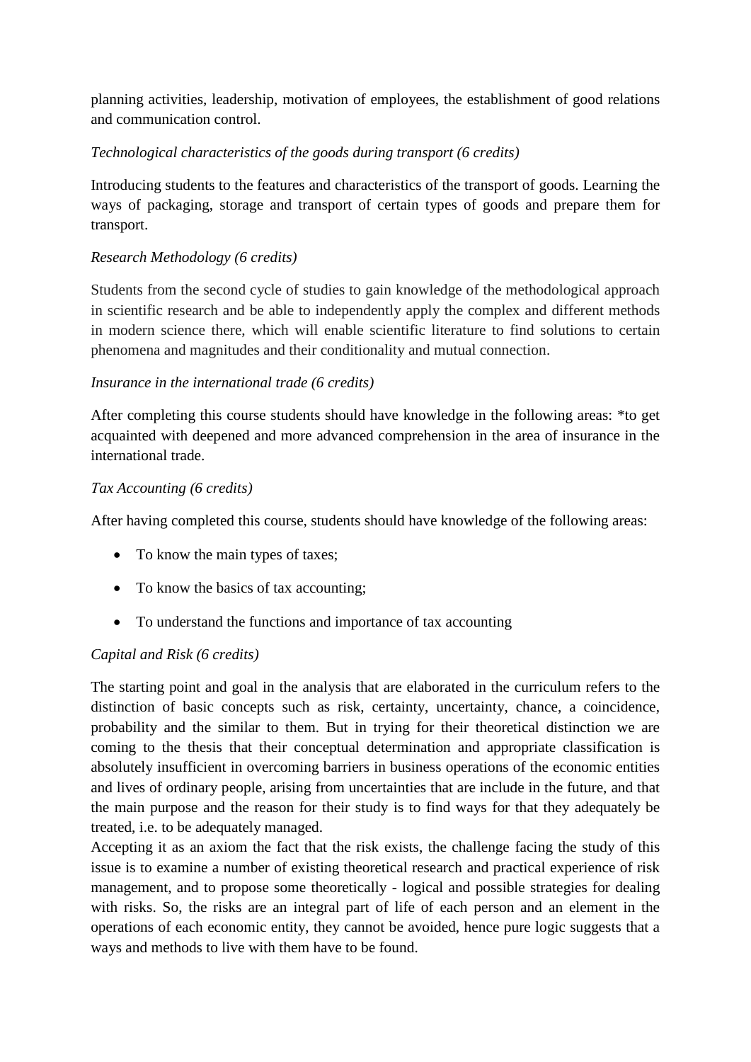planning activities, leadership, motivation of employees, the establishment of good relations and communication control.

*Technological characteristics of the goods during transport (6 credits)*

Introducing students to the features and characteristics of the transport of goods. Learning the ways of packaging, storage and transport of certain types of goods and prepare them for transport.

*Research Methodology (6 credits)*

Students from the second cycle of studies to gain knowledge of the methodological approach in scientific research and be able to independently apply the complex and different methods in modern science there, which will enable scientific literature to find solutions to certain phenomena and magnitudes and their conditionality and mutual connection.

*Insurance in the international trade (6 credits)*

After completing this course students should have knowledge in the following areas: *to get acquainted with deepened and more advanced comprehension in the area of insurance in the international trade.

*Tax Accounting (6 credits)*

After having completed this course, students should have knowledge of the following areas:

- To know the main types of taxes;
- To know the basics of tax accounting;
- To understand the functions and importance of tax accounting

*Capital and Risk (6 credits)*

The starting point and goal in the analysis that are elaborated in the curriculum refers to the distinction of basic concepts such as risk, certainty, uncertainty, chance, a coincidence, probability and the similar to them. But in trying for their theoretical distinction we are coming to the thesis that their conceptual determination and appropriate classification is absolutely insufficient in overcoming barriers in business operations of the economic entities and lives of ordinary people, arising from uncertainties that are include in the future, and that the main purpose and the reason for their study is to find ways for that they adequately be treated, i.e. to be adequately managed.
Accepting it as an axiom the fact that the risk exists, the challenge facing the study of this issue is to examine a number of existing theoretical research and practical experience of risk management, and to propose some theoretically - logical and possible strategies for dealing with risks. So, the risks are an integral part of life of each person and an element in the operations of each economic entity, they cannot be avoided, hence pure logic suggests that a ways and methods to live with them have to be found.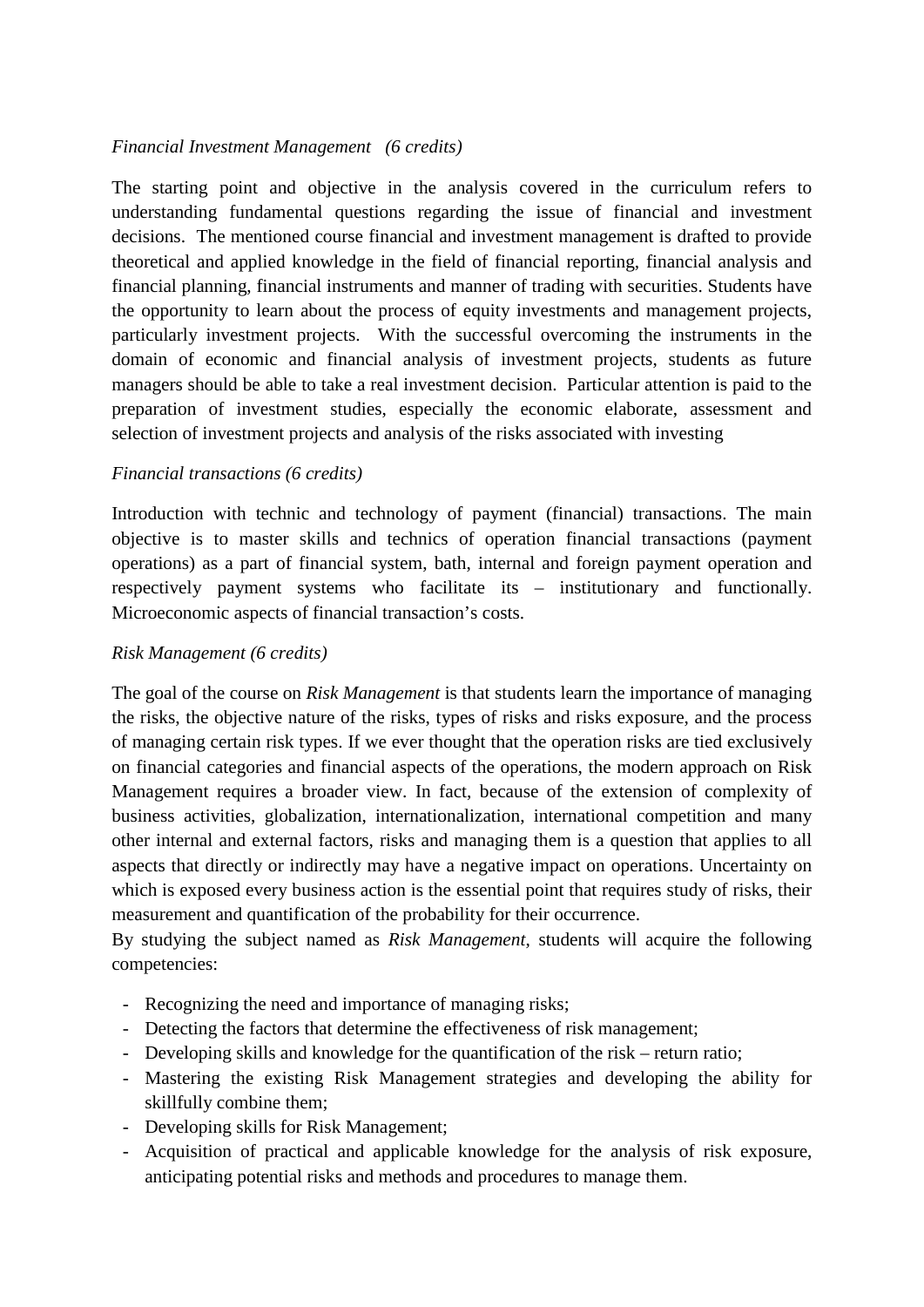*Financial Investment Management (6 credits)*

The starting point and objective in the analysis covered in the curriculum refers to understanding fundamental questions regarding the issue of financial and investment decisions. The mentioned course financial and investment management is drafted to provide theoretical and applied knowledge in the field of financial reporting, financial analysis and financial planning, financial instruments and manner of trading with securities. Students have the opportunity to learn about the process of equity investments and management projects, particularly investment projects. With the successful overcoming the instruments in the domain of economic and financial analysis of investment projects, students as future managers should be able to take a real investment decision. Particular attention is paid to the preparation of investment studies, especially the economic elaborate, assessment and selection of investment projects and analysis of the risks associated with investing

*Financial transactions (6 credits)*

Introduction with technic and technology of payment (financial) transactions. The main objective is to master skills and technics of operation financial transactions (payment operations) as a part of financial system, bath, internal and foreign payment operation and respectively payment systems who facilitate its – institutionary and functionally. Microeconomic aspects of financial transaction's costs.

*Risk Management (6 credits)*

The goal of the course on *Risk Management* is that students learn the importance of managing the risks, the objective nature of the risks, types of risks and risks exposure, and the process of managing certain risk types. If we ever thought that the operation risks are tied exclusively on financial categories and financial aspects of the operations, the modern approach on Risk Management requires a broader view. In fact, because of the extension of complexity of business activities, globalization, internationalization, international competition and many other internal and external factors, risks and managing them is a question that applies to all aspects that directly or indirectly may have a negative impact on operations. Uncertainty on which is exposed every business action is the essential point that requires study of risks, their measurement and quantification of the probability for their occurrence.
By studying the subject named as *Risk Management*, students will acquire the following competencies:

- Recognizing the need and importance of managing risks;
- Detecting the factors that determine the effectiveness of risk management;
- Developing skills and knowledge for the quantification of the risk – return ratio;
- Mastering the existing Risk Management strategies and developing the ability for skillfully combine them;
- Developing skills for Risk Management;
- Acquisition of practical and applicable knowledge for the analysis of risk exposure, anticipating potential risks and methods and procedures to manage them.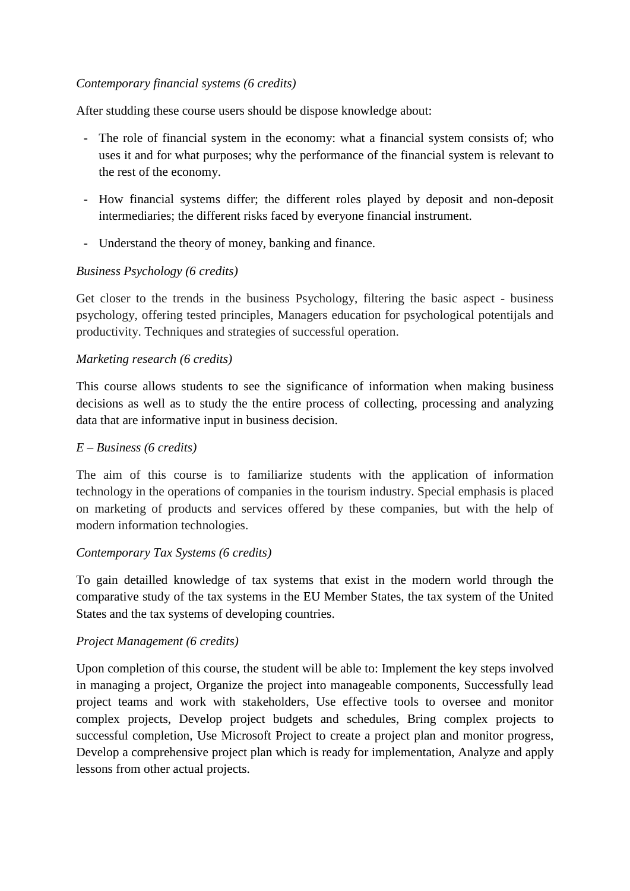*Contemporary financial systems (6 credits)*

After studding these course users should be dispose knowledge about:

- The role of financial system in the economy: what a financial system consists of; who uses it and for what purposes; why the performance of the financial system is relevant to the rest of the economy.
- How financial systems differ; the different roles played by deposit and non-deposit intermediaries; the different risks faced by everyone financial instrument.
- Understand the theory of money, banking and finance.

*Business Psychology (6 credits)*

Get closer to the trends in the business Psychology, filtering the basic aspect - business psychology, offering tested principles, Managers education for psychological potentijals and productivity. Techniques and strategies of successful operation.

*Marketing research (6 credits)*

This course allows students to see the significance of information when making business decisions as well as to study the the entire process of collecting, processing and analyzing data that are informative input in business decision.

*E – Business (6 credits)*

The aim of this course is to familiarize students with the application of information technology in the operations of companies in the tourism industry. Special emphasis is placed on marketing of products and services offered by these companies, but with the help of modern information technologies.

*Contemporary Tax Systems (6 credits)*

To gain detailled knowledge of tax systems that exist in the modern world through the comparative study of the tax systems in the EU Member States, the tax system of the United States and the tax systems of developing countries.

*Project Management (6 credits)*

Upon completion of this course, the student will be able to: Implement the key steps involved in managing a project, Organize the project into manageable components, Successfully lead project teams and work with stakeholders, Use effective tools to oversee and monitor complex projects, Develop project budgets and schedules, Bring complex projects to successful completion, Use Microsoft Project to create a project plan and monitor progress, Develop a comprehensive project plan which is ready for implementation, Analyze and apply lessons from other actual projects.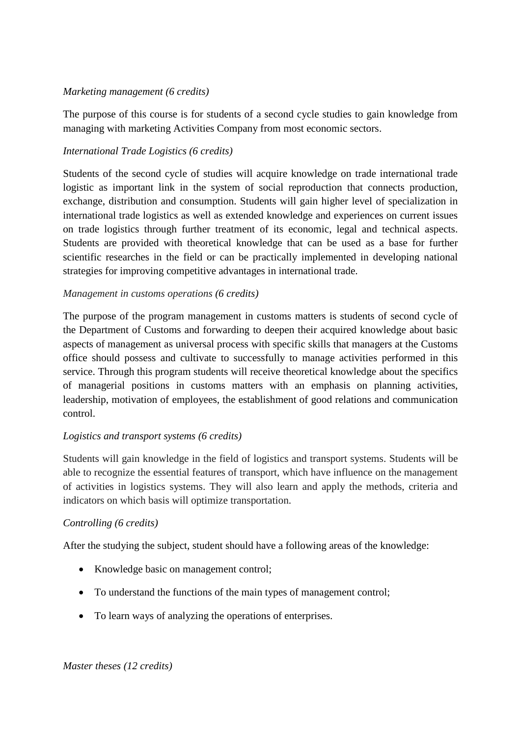*Marketing management (6 credits)*

The purpose of this course is for students of a second cycle studies to gain knowledge from managing with marketing Activities Company from most economic sectors.

*International Trade Logistics (6 credits)*

Students of the second cycle of studies will acquire knowledge on trade international trade logistic as important link in the system of social reproduction that connects production, exchange, distribution and consumption. Students will gain higher level of specialization in international trade logistics as well as extended knowledge and experiences on current issues on trade logistics through further treatment of its economic, legal and technical aspects. Students are provided with theoretical knowledge that can be used as a base for further scientific researches in the field or can be practically implemented in developing national strategies for improving competitive advantages in international trade.

*Management in customs operations (6 credits)*

The purpose of the program management in customs matters is students of second cycle of the Department of Customs and forwarding to deepen their acquired knowledge about basic aspects of management as universal process with specific skills that managers at the Customs office should possess and cultivate to successfully to manage activities performed in this service. Through this program students will receive theoretical knowledge about the specifics of managerial positions in customs matters with an emphasis on planning activities, leadership, motivation of employees, the establishment of good relations and communication control.

*Logistics and transport systems (6 credits)*

Students will gain knowledge in the field of logistics and transport systems. Students will be able to recognize the essential features of transport, which have influence on the management of activities in logistics systems. They will also learn and apply the methods, criteria and indicators on which basis will optimize transportation.

*Controlling (6 credits)*

After the studying the subject, student should have a following areas of the knowledge:

- Knowledge basic on management control;
- To understand the functions of the main types of management control;
- To learn ways of analyzing the operations of enterprises.

*Master theses (12 credits)*